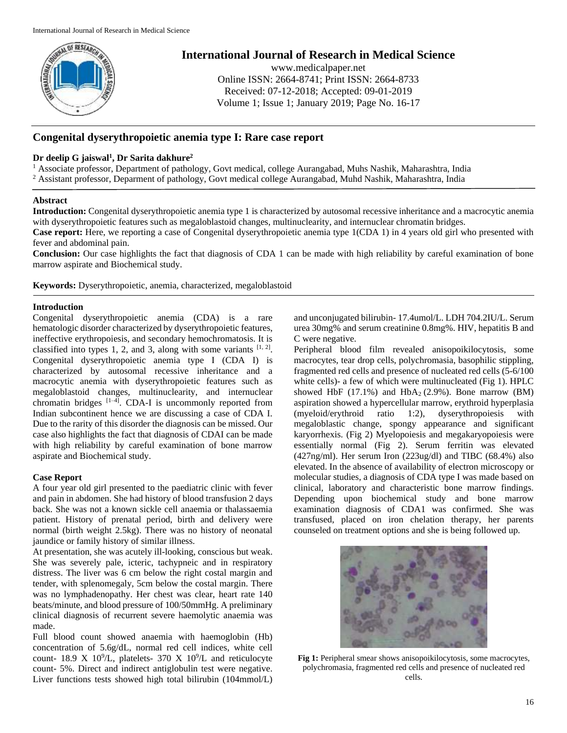# International Journal of Research in Medical Science

www.medicalpaper.net
Online ISSN: 2664-8741; Print ISSN: 2664-8733
Received: 07-12-2018; Accepted: 09-01-2019
Volume 1; Issue 1; January 2019; Page No. 16-17

## Congenital dyserythropoietic anemia type I: Rare case report

**Dr deelip G jaiswal[1], Dr Sarita dakhure[2]**

[1] Associate professor, Department of pathology, Govt medical, college Aurangabad, Muhs Nashik, Maharashtra, India
[2] Assistant professor, Deparment of pathology, Govt medical college Aurangabad, Muhd Nashik, Maharashtra, India

### Abstract

**Introduction:** Congenital dyserythropoietic anemia type 1 is characterized by autosomal recessive inheritance and a macrocytic anemia with dyserythropoietic features such as megaloblastoid changes, multinuclearity, and internuclear chromatin bridges.

**Case report:** Here, we reporting a case of Congenital dyserythropoietic anemia type 1(CDA 1) in 4 years old girl who presented with fever and abdominal pain.

**Conclusion:** Our case highlights the fact that diagnosis of CDA 1 can be made with high reliability by careful examination of bone marrow aspirate and Biochemical study.

**Keywords:** Dyserythropoietic, anemia, characterized, megaloblastoid

### Introduction

Congenital dyserythropoietic anemia (CDA) is a rare hematologic disorder characterized by dyserythropoietic features, ineffective erythropoiesis, and secondary hemochromatosis. It is classified into types 1, 2, and 3, along with some variants [1, 2]. Congenital dyserythropoietic anemia type I (CDA I) is characterized by autosomal recessive inheritance and a macrocytic anemia with dyserythropoietic features such as megaloblastoid changes, multinuclearity, and internuclear chromatin bridges [1–4]. CDA-I is uncommonly reported from Indian subcontinent hence we are discussing a case of CDA I. Due to the rarity of this disorder the diagnosis can be missed. Our case also highlights the fact that diagnosis of CDAI can be made with high reliability by careful examination of bone marrow aspirate and Biochemical study.

### Case Report

A four year old girl presented to the paediatric clinic with fever and pain in abdomen. She had history of blood transfusion 2 days back. She was not a known sickle cell anaemia or thalassaemia patient. History of prenatal period, birth and delivery were normal (birth weight 2.5kg). There was no history of neonatal jaundice or family history of similar illness.

At presentation, she was acutely ill-looking, conscious but weak. She was severely pale, icteric, tachypneic and in respiratory distress. The liver was 6 cm below the right costal margin and tender, with splenomegaly, 5cm below the costal margin. There was no lymphadenopathy. Her chest was clear, heart rate 140 beats/minute, and blood pressure of 100/50mmHg. A preliminary clinical diagnosis of recurrent severe haemolytic anaemia was made.

Full blood count showed anaemia with haemoglobin (Hb) concentration of 5.6g/dL, normal red cell indices, white cell count- 18.9 X $10^9$/L, platelets- 370 X $10^9$/L and reticulocyte count- 5%. Direct and indirect antiglobulin test were negative. Liver functions tests showed high total bilirubin (104mmol/L) and unconjugated bilirubin- 17.4umol/L. LDH 704.2IU/L. Serum urea 30mg% and serum creatinine 0.8mg%. HIV, hepatitis B and C were negative.

Peripheral blood film revealed anisopoikilocytosis, some macrocytes, tear drop cells, polychromasia, basophilic stippling, fragmented red cells and presence of nucleated red cells (5-6/100 white cells)- a few of which were multinucleated (Fig 1). HPLC showed HbF (17.1%) and $HbA_2$ (2.9%). Bone marrow (BM) aspiration showed a hypercellular marrow, erythroid hyperplasia (myeloid/erythroid ratio 1:2), dyserythropoiesis with megaloblastic change, spongy appearance and significant karyorrhexis. (Fig 2) Myelopoiesis and megakaryopoiesis were essentially normal (Fig 2). Serum ferritin was elevated (427ng/ml). Her serum Iron (223ug/dl) and TIBC (68.4%) also elevated. In the absence of availability of electron microscopy or molecular studies, a diagnosis of CDA type I was made based on clinical, laboratory and characteristic bone marrow findings. Depending upon biochemical study and bone marrow examination diagnosis of CDA1 was confirmed. She was transfused, placed on iron chelation therapy, her parents counseled on treatment options and she is being followed up.

**Fig 1:** Peripheral smear shows anisopoikilocytosis, some macrocytes, polychromasia, fragmented red cells and presence of nucleated red cells.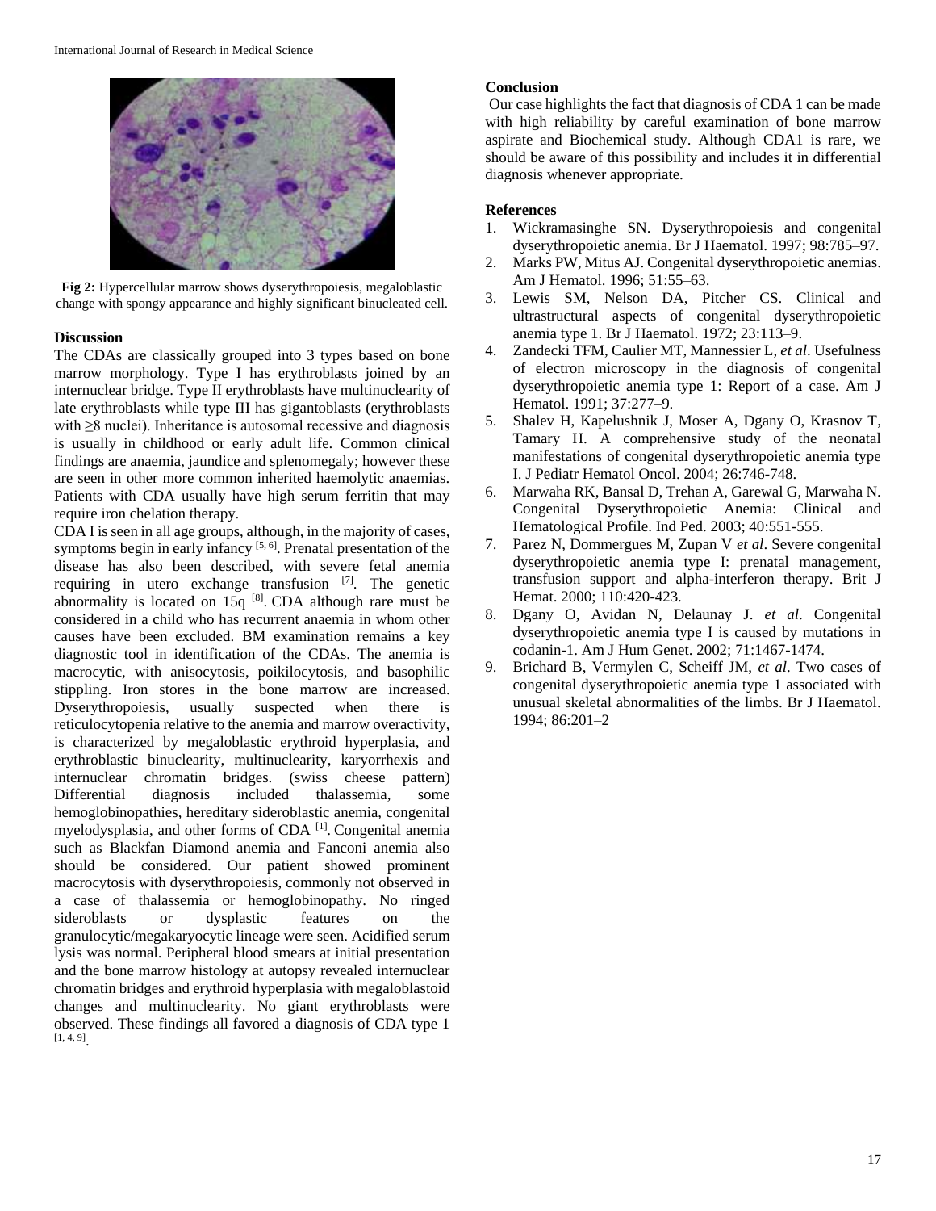**Fig 2:** Hypercellular marrow shows dyserythropoiesis, megaloblastic change with spongy appearance and highly significant binucleated cell.

## Discussion

The CDAs are classically grouped into 3 types based on bone marrow morphology. Type I has erythroblasts joined by an internuclear bridge. Type II erythroblasts have multinuclearity of late erythroblasts while type III has gigantoblasts (erythroblasts with ≥8 nuclei). Inheritance is autosomal recessive and diagnosis is usually in childhood or early adult life. Common clinical findings are anaemia, jaundice and splenomegaly; however these are seen in other more common inherited haemolytic anaemias. Patients with CDA usually have high serum ferritin that may require iron chelation therapy.

CDA I is seen in all age groups, although, in the majority of cases, symptoms begin in early infancy [5, 6]. Prenatal presentation of the disease has also been described, with severe fetal anemia requiring in utero exchange transfusion [7]. The genetic abnormality is located on 15q [8]. CDA although rare must be considered in a child who has recurrent anaemia in whom other causes have been excluded. BM examination remains a key diagnostic tool in identification of the CDAs. The anemia is macrocytic, with anisocytosis, poikilocytosis, and basophilic stippling. Iron stores in the bone marrow are increased. Dyserythropoiesis, usually suspected when there is reticulocytopenia relative to the anemia and marrow overactivity, is characterized by megaloblastic erythroid hyperplasia, and erythroblastic binuclearity, multinuclearity, karyorrhexis and internuclear chromatin bridges. (swiss cheese pattern) Differential diagnosis included thalassemia, some hemoglobinopathies, hereditary sideroblastic anemia, congenital myelodysplasia, and other forms of CDA [1]. Congenital anemia such as Blackfan–Diamond anemia and Fanconi anemia also should be considered. Our patient showed prominent macrocytosis with dyserythropoiesis, commonly not observed in a case of thalassemia or hemoglobinopathy. No ringed sideroblasts or dysplastic features on the granulocytic/megakaryocytic lineage were seen. Acidified serum lysis was normal. Peripheral blood smears at initial presentation and the bone marrow histology at autopsy revealed internuclear chromatin bridges and erythroid hyperplasia with megaloblastoid changes and multinuclearity. No giant erythroblasts were observed. These findings all favored a diagnosis of CDA type 1 [1, 4, 9].

## Conclusion

Our case highlights the fact that diagnosis of CDA 1 can be made with high reliability by careful examination of bone marrow aspirate and Biochemical study. Although CDA1 is rare, we should be aware of this possibility and includes it in differential diagnosis whenever appropriate.

## References

1. Wickramasinghe SN. Dyserythropoiesis and congenital dyserythropoietic anemia. Br J Haematol. 1997; 98:785–97.
2. Marks PW, Mitus AJ. Congenital dyserythropoietic anemias. Am J Hematol. 1996; 51:55–63.
3. Lewis SM, Nelson DA, Pitcher CS. Clinical and ultrastructural aspects of congenital dyserythropoietic anemia type 1. Br J Haematol. 1972; 23:113–9.
4. Zandecki TFM, Caulier MT, Mannessier L, *et al*. Usefulness of electron microscopy in the diagnosis of congenital dyserythropoietic anemia type 1: Report of a case. Am J Hematol. 1991; 37:277–9.
5. Shalev H, Kapelushnik J, Moser A, Dgany O, Krasnov T, Tamary H. A comprehensive study of the neonatal manifestations of congenital dyserythropoietic anemia type I. J Pediatr Hematol Oncol. 2004; 26:746-748.
6. Marwaha RK, Bansal D, Trehan A, Garewal G, Marwaha N. Congenital Dyserythropoietic Anemia: Clinical and Hematological Profile. Ind Ped. 2003; 40:551-555.
7. Parez N, Dommergues M, Zupan V *et al*. Severe congenital dyserythropoietic anemia type I: prenatal management, transfusion support and alpha-interferon therapy. Brit J Hemat. 2000; 110:420-423.
8. Dgany O, Avidan N, Delaunay J. *et al*. Congenital dyserythropoietic anemia type I is caused by mutations in codanin-1. Am J Hum Genet. 2002; 71:1467-1474.
9. Brichard B, Vermylen C, Scheiff JM, *et al*. Two cases of congenital dyserythropoietic anemia type 1 associated with unusual skeletal abnormalities of the limbs. Br J Haematol. 1994; 86:201–2